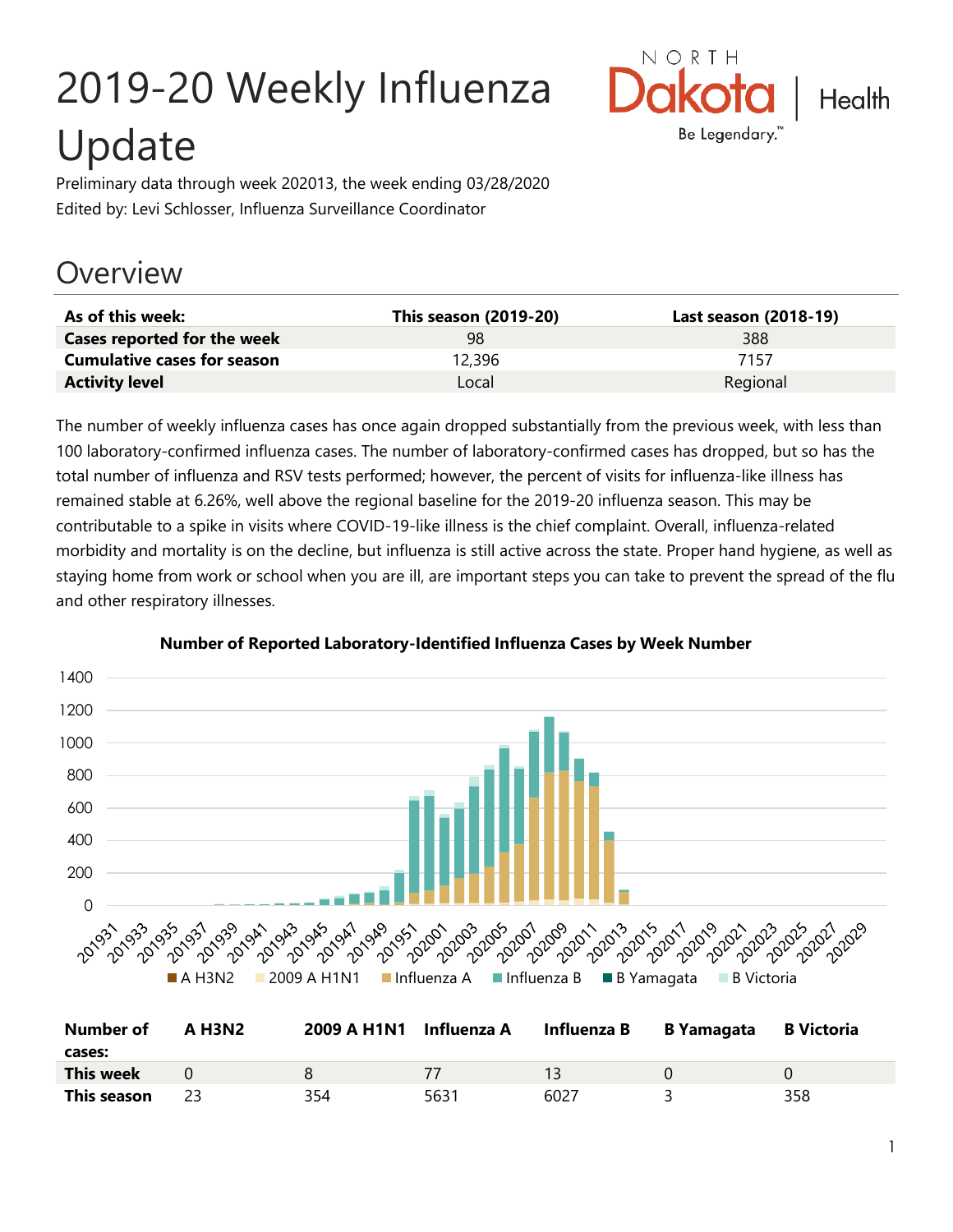# 2019-20 Weekly Influenza Update

Preliminary data through week 202013, the week ending 03/28/2020

Edited by: Levi Schlosser, Influenza Surveillance Coordinator

## Overview

| As of this week: | This season (2019-20) | Last season (2018-19) |
|---|---|---|
| **Cases reported for the week** | 98 | 388 |
| **Cumulative cases for season** | 12,396 | 7157 |
| **Activity level** | Local | Regional |

The number of weekly influenza cases has once again dropped substantially from the previous week, with less than 100 laboratory-confirmed influenza cases. The number of laboratory-confirmed cases has dropped, but so has the total number of influenza and RSV tests performed; however, the percent of visits for influenza-like illness has remained stable at 6.26%, well above the regional baseline for the 2019-20 influenza season. This may be contributable to a spike in visits where COVID-19-like illness is the chief complaint. Overall, influenza-related morbidity and mortality is on the decline, but influenza is still active across the state. Proper hand hygiene, as well as staying home from work or school when you are ill, are important steps you can take to prevent the spread of the flu and other respiratory illnesses.

**Number of Reported Laboratory-Identified Influenza Cases by Week Number**

| Number of cases: | A H3N2 | 2009 A H1N1 | Influenza A | Influenza B | B Yamagata | B Victoria |
|---|---|---|---|---|---|---|
| **This week** | 0 | 8 | 77 | 13 | 0 | 0 |
| **This season** | 23 | 354 | 5631 | 6027 | 3 | 358 |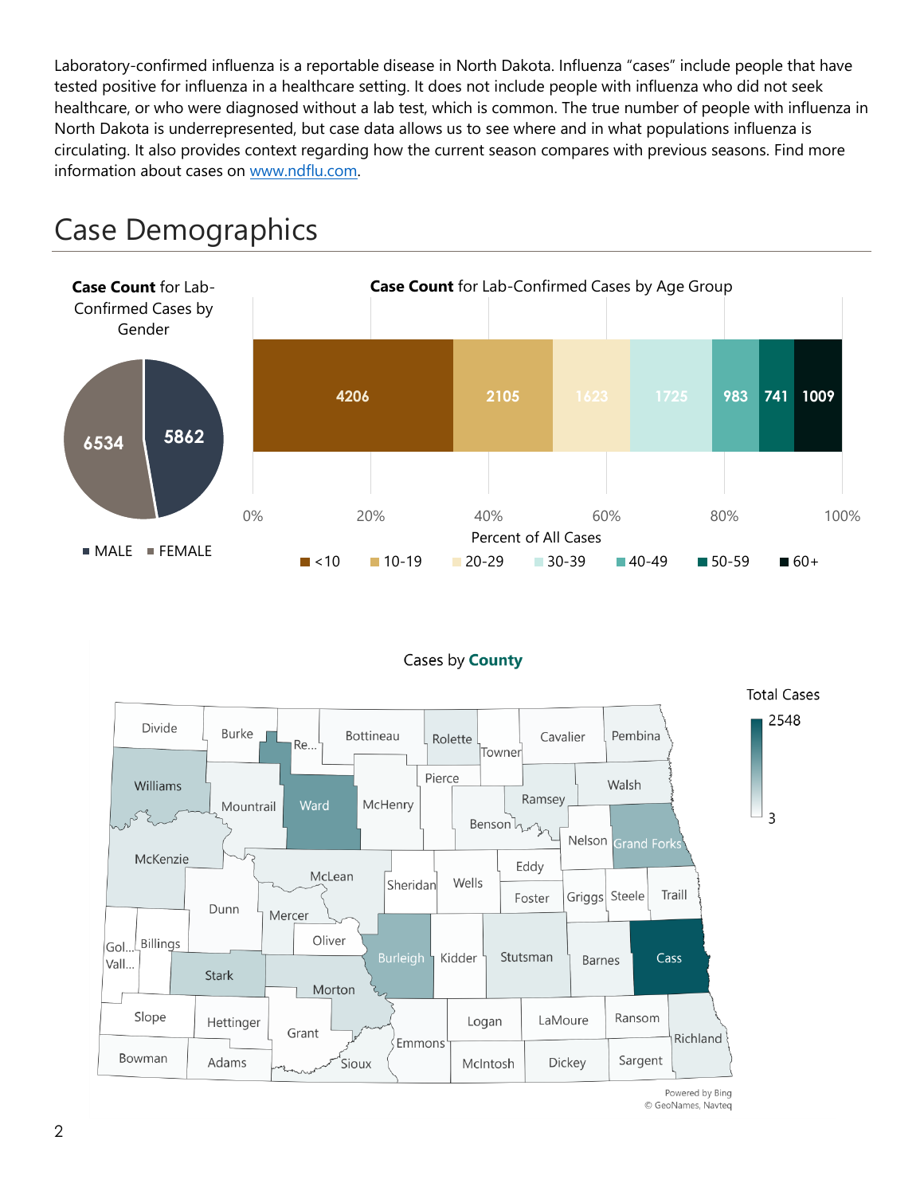Laboratory-confirmed influenza is a reportable disease in North Dakota. Influenza "cases" include people that have tested positive for influenza in a healthcare setting. It does not include people with influenza who did not seek healthcare, or who were diagnosed without a lab test, which is common. The true number of people with influenza in North Dakota is underrepresented, but case data allows us to see where and in what populations influenza is circulating. It also provides context regarding how the current season compares with previous seasons. Find more information about cases on www.ndflu.com.

# Case Demographics

**Case Count** for Lab-Confirmed Cases by Gender

| Gender | Case Count |
| --- | --- |
| MALE | 5862 |
| FEMALE | 6534 |

**Case Count** for Lab-Confirmed Cases by Age Group

| Age Group | Case Count |
| --- | --- |
| <10 | 4206 |
| 10-19 | 2105 |
| 20-29 | 1623 |
| 30-39 | 1725 |
| 40-49 | 983 |
| 50-59 | 741 |
| 60+ | 1009 |

Percent of All Cases: 0% 20% 40% 60% 80% 100%

Cases by **County**

Total Cases: 3 – 2548

Divide, Burke, Re..., Bottineau, Rolette, Towner, Cavalier, Pembina, Williams, Mountrail, Ward, McHenry, Pierce, Ramsey, Walsh, Benson, Nelson, Grand Forks, McKenzie, McLean, Sheridan, Wells, Eddy, Foster, Griggs, Steele, Traill, Dunn, Mercer, Oliver, Gol..., Vall..., Billings, Burleigh, Kidder, Stutsman, Barnes, Cass, Stark, Morton, Slope, Hettinger, Grant, Emmons, Logan, LaMoure, Ransom, Richland, Bowman, Adams, Sioux, McIntosh, Dickey, Sargent

Powered by Bing
© GeoNames, Navteq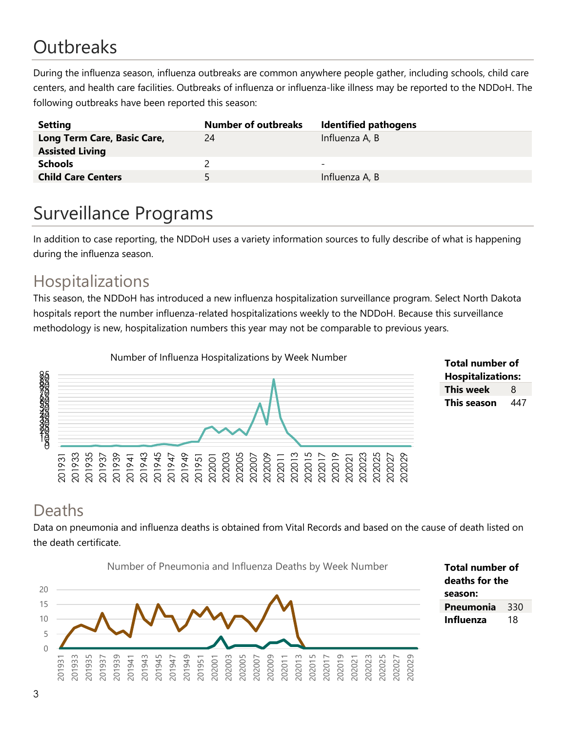# Outbreaks

During the influenza season, influenza outbreaks are common anywhere people gather, including schools, child care centers, and health care facilities. Outbreaks of influenza or influenza-like illness may be reported to the NDDoH. The following outbreaks have been reported this season:

| Setting | Number of outbreaks | Identified pathogens |
|---|---|---|
| **Long Term Care, Basic Care, Assisted Living** | 24 | Influenza A, B |
| **Schools** | 2 | - |
| **Child Care Centers** | 5 | Influenza A, B |

# Surveillance Programs

In addition to case reporting, the NDDoH uses a variety information sources to fully describe of what is happening during the influenza season.

## Hospitalizations

This season, the NDDoH has introduced a new influenza hospitalization surveillance program. Select North Dakota hospitals report the number influenza-related hospitalizations weekly to the NDDoH. Because this surveillance methodology is new, hospitalization numbers this year may not be comparable to previous years.

Number of Influenza Hospitalizations by Week Number

| **Total number of Hospitalizations:** | |
|---|---|
| **This week** | 8 |
| **This season** | 447 |

## Deaths

Data on pneumonia and influenza deaths is obtained from Vital Records and based on the cause of death listed on the death certificate.

Number of Pneumonia and Influenza Deaths by Week Number

| **Total number of deaths for the season:** | |
|---|---|
| **Pneumonia** | 330 |
| **Influenza** | 18 |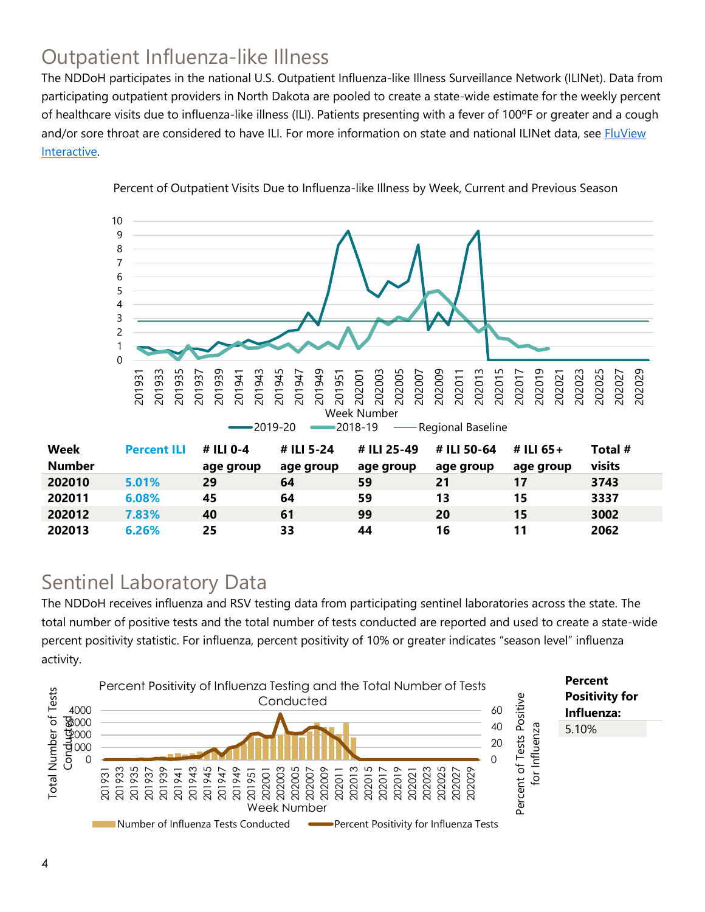## Outpatient Influenza-like Illness

The NDDoH participates in the national U.S. Outpatient Influenza-like Illness Surveillance Network (ILINet). Data from participating outpatient providers in North Dakota are pooled to create a state-wide estimate for the weekly percent of healthcare visits due to influenza-like illness (ILI). Patients presenting with a fever of 100ºF or greater and a cough and/or sore throat are considered to have ILI. For more information on state and national ILINet data, see [FluView Interactive](FluView Interactive).

Percent of Outpatient Visits Due to Influenza-like Illness by Week, Current and Previous Season

| Week Number | Percent ILI | # ILI 0-4 age group | # ILI 5-24 age group | # ILI 25-49 age group | # ILI 50-64 age group | # ILI 65+ age group | Total # visits |
|---|---|---|---|---|---|---|---|
| 202010 | 5.01% | 29 | 64 | 59 | 21 | 17 | 3743 |
| 202011 | 6.08% | 45 | 64 | 59 | 13 | 15 | 3337 |
| 202012 | 7.83% | 40 | 61 | 99 | 20 | 15 | 3002 |
| 202013 | 6.26% | 25 | 33 | 44 | 16 | 11 | 2062 |

## Sentinel Laboratory Data

The NDDoH receives influenza and RSV testing data from participating sentinel laboratories across the state. The total number of positive tests and the total number of tests conducted are reported and used to create a state-wide percent positivity statistic. For influenza, percent positivity of 10% or greater indicates "season level" influenza activity.

Percent Positivity of Influenza Testing and the Total Number of Tests Conducted

| Percent Positivity for Influenza: |
|---|
| 5.10% |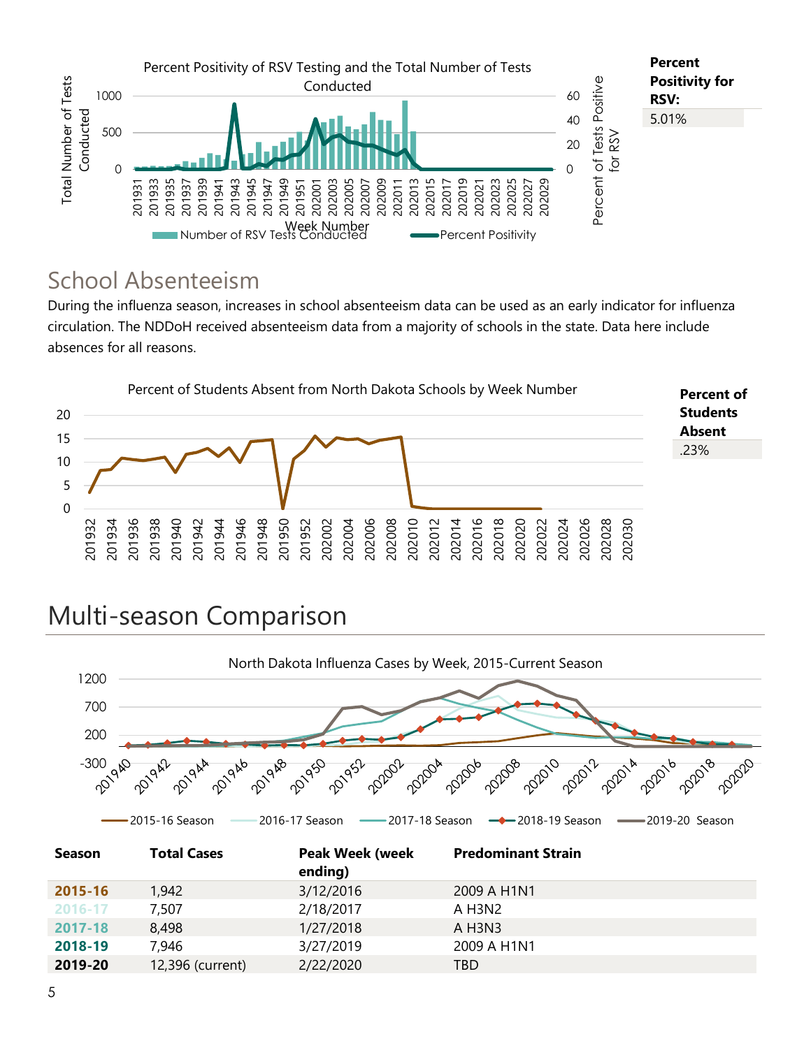Percent Positivity of RSV Testing and the Total Number of Tests Conducted

| Percent Positivity for RSV: |
| --- |
| 5.01% |

## School Absenteeism

During the influenza season, increases in school absenteeism data can be used as an early indicator for influenza circulation. The NDDoH received absenteeism data from a majority of schools in the state. Data here include absences for all reasons.

Percent of Students Absent from North Dakota Schools by Week Number

| Percent of Students Absent |
| --- |
| .23% |

# Multi-season Comparison

North Dakota Influenza Cases by Week, 2015-Current Season

| Season | Total Cases | Peak Week (week ending) | Predominant Strain |
| --- | --- | --- | --- |
| 2015-16 | 1,942 | 3/12/2016 | 2009 A H1N1 |
| 2016-17 | 7,507 | 2/18/2017 | A H3N2 |
| 2017-18 | 8,498 | 1/27/2018 | A H3N3 |
| 2018-19 | 7,946 | 3/27/2019 | 2009 A H1N1 |
| 2019-20 | 12,396 (current) | 2/22/2020 | TBD |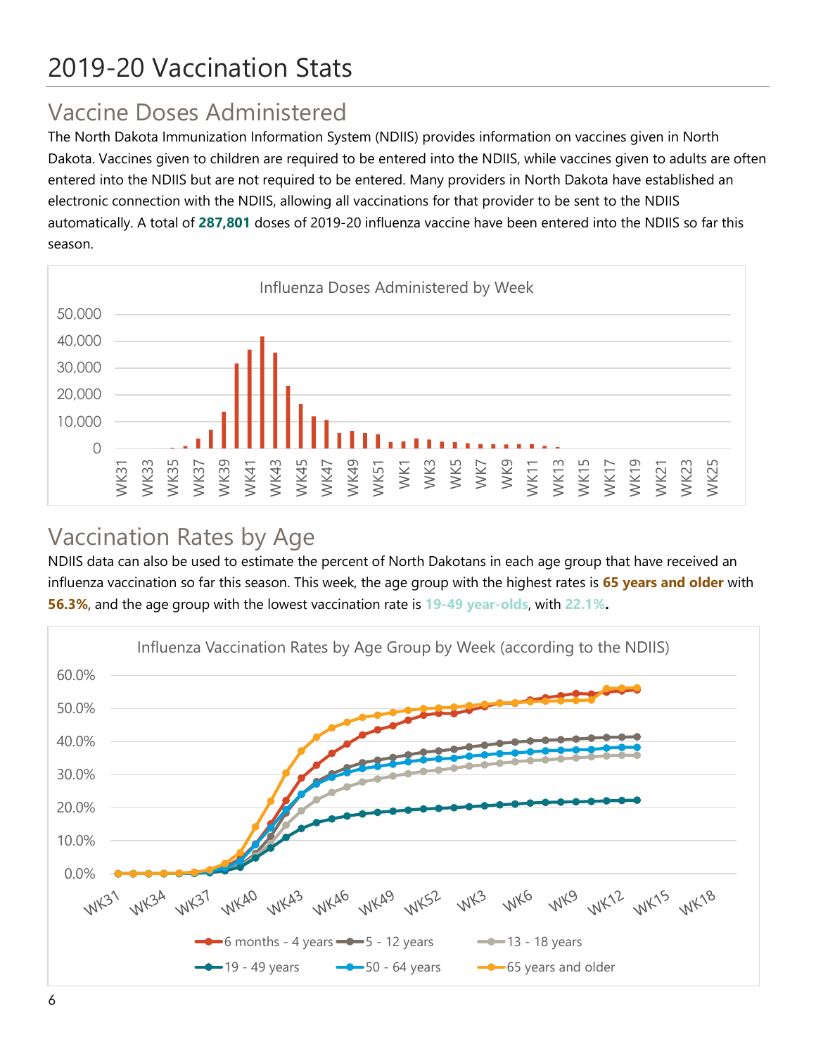# 2019-20 Vaccination Stats

## Vaccine Doses Administered

The North Dakota Immunization Information System (NDIIS) provides information on vaccines given in North Dakota. Vaccines given to children are required to be entered into the NDIIS, while vaccines given to adults are often entered into the NDIIS but are not required to be entered. Many providers in North Dakota have established an electronic connection with the NDIIS, allowing all vaccinations for that provider to be sent to the NDIIS automatically. A total of **287,801** doses of 2019-20 influenza vaccine have been entered into the NDIIS so far this season.

Influenza Doses Administered by Week

50,000
40,000
30,000
20,000
10,000
0

WK31 WK33 WK35 WK37 WK39 WK41 WK43 WK45 WK47 WK49 WK51 WK1 WK3 WK5 WK7 WK9 WK11 WK13 WK15 WK17 WK19 WK21 WK23 WK25

## Vaccination Rates by Age

NDIIS data can also be used to estimate the percent of North Dakotans in each age group that have received an influenza vaccination so far this season. This week, the age group with the highest rates is **65 years and older** with **56.3%**, and the age group with the lowest vaccination rate is **19-49 year-olds**, with **22.1%**.

Influenza Vaccination Rates by Age Group by Week (according to the NDIIS)

60.0%
50.0%
40.0%
30.0%
20.0%
10.0%
0.0%

WK31 WK34 WK37 WK40 WK43 WK46 WK49 WK52 WK3 WK6 WK9 WK12 WK15 WK18

6 months - 4 years
5 - 12 years
13 - 18 years
19 - 49 years
50 - 64 years
65 years and older